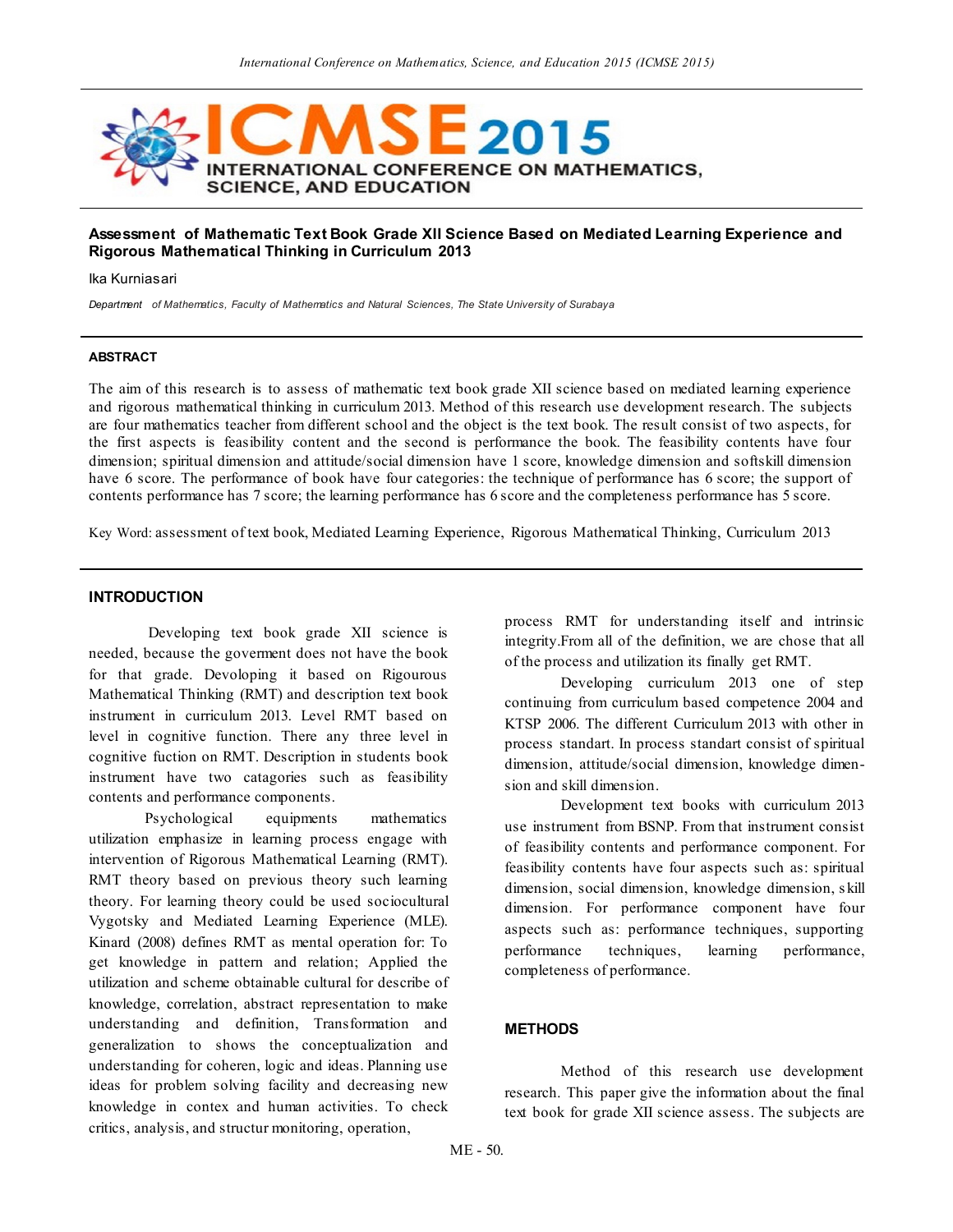# Assessment of Mathematic Text Book Grade XII Science Based on Mediated Learning Experience and Rigorous Mathematical Thinking in Curriculum 2013

Ika Kurniasari

*Department of Mathematics, Faculty of Mathematics and Natural Sciences, The State University of Surabaya*

## ABSTRACT

The aim of this research is to assess of mathematic text book grade XII science based on mediated learning experience and rigorous mathematical thinking in curriculum 2013. Method of this research use development research. The subjects are four mathematics teacher from different school and the object is the text book. The result consist of two aspects, for the first aspects is feasibility content and the second is performance the book. The feasibility contents have four dimension; spiritual dimension and attitude/social dimension have 1 score, knowledge dimension and softskill dimension have 6 score. The performance of book have four categories: the technique of performance has 6 score; the support of contents performance has 7 score; the learning performance has 6 score and the completeness performance has 5 score.

Key Word: assessment of text book, Mediated Learning Experience, Rigorous Mathematical Thinking, Curriculum 2013

## INTRODUCTION

Developing text book grade XII science is needed, because the goverment does not have the book for that grade. Devoloping it based on Rigourous Mathematical Thinking (RMT) and description text book instrument in curriculum 2013. Level RMT based on level in cognitive function. There any three level in cognitive fuction on RMT. Description in students book instrument have two catagories such as feasibility contents and performance components.

Psychological equipments mathematics utilization emphasize in learning process engage with intervention of Rigorous Mathematical Learning (RMT). RMT theory based on previous theory such learning theory. For learning theory could be used sociocultural Vygotsky and Mediated Learning Experience (MLE). Kinard (2008) defines RMT as mental operation for: To get knowledge in pattern and relation; Applied the utilization and scheme obtainable cultural for describe of knowledge, correlation, abstract representation to make understanding and definition, Transformation and generalization to shows the conceptualization and understanding for coheren, logic and ideas. Planning use ideas for problem solving facility and decreasing new knowledge in contex and human activities. To check critics, analysis, and structur monitoring, operation, process RMT for understanding itself and intrinsic integrity.From all of the definition, we are chose that all of the process and utilization its finally get RMT.

Developing curriculum 2013 one of step continuing from curriculum based competence 2004 and KTSP 2006. The different Curriculum 2013 with other in process standart. In process standart consist of spiritual dimension, attitude/social dimension, knowledge dimension and skill dimension.

Development text books with curriculum 2013 use instrument from BSNP. From that instrument consist of feasibility contents and performance component. For feasibility contents have four aspects such as: spiritual dimension, social dimension, knowledge dimension, skill dimension. For performance component have four aspects such as: performance techniques, supporting performance techniques, learning performance, completeness of performance.

## METHODS

Method of this research use development research. This paper give the information about the final text book for grade XII science assess. The subjects are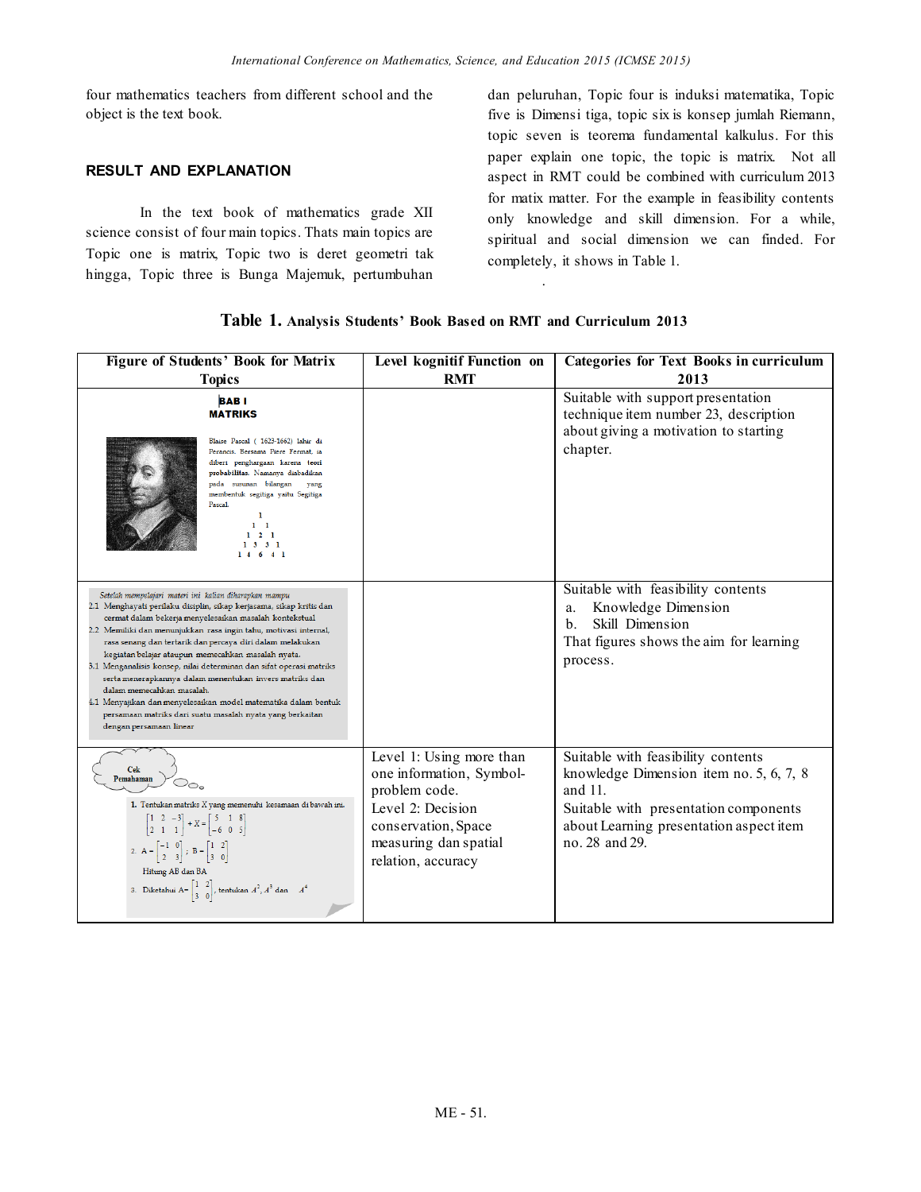four mathematics teachers from different school and the object is the text book.

## RESULT AND EXPLANATION

In the text book of mathematics grade XII science consist of four main topics. Thats main topics are Topic one is matrix, Topic two is deret geometri tak hingga, Topic three is Bunga Majemuk, pertumbuhan dan peluruhan, Topic four is induksi matematika, Topic five is Dimensi tiga, topic six is konsep jumlah Riemann, topic seven is teorema fundamental kalkulus. For this paper explain one topic, the topic is matrix. Not all aspect in RMT could be combined with curriculum 2013 for matix matter. For the example in feasibility contents only knowledge and skill dimension. For a while, spiritual and social dimension we can finded. For completely, it shows in Table 1.

**Table 1.** **Analysis Students' Book Based on RMT and Curriculum 2013**

| Figure of Students' Book for Matrix Topics | Level kognitif Function on RMT | Categories for Text Books in curriculum 2013 |
|---|---|---|
| **BAB I** **MATRIKS** Blaise Pascal ( 1623-1662) lahir di Perancis. Bersama Piere Fermat, ia diberi penghargaan karena teori **probabilitas**. Namanya diabadikan pada susunan bilangan yang membentuk segitiga yaitu Segitiga Pascal. 1 / 1 1 / 1 2 1 / 1 3 3 1 / 1 4 6 4 1 | | Suitable with support presentation technique item number 23, description about giving a motivation to starting chapter. |
| *Setelah mempelajari materi ini kalian diharapkan mampu* 2.1 Menghayati perilaku disiplin, sikap kerjasama, sikap kritis dan cermat dalam bekerja menyelesaikan masalah kontekstual 2.2 Memiliki dan menunjukkan rasa ingin tahu, motivasi internal, rasa senang dan tertarik dan percaya diri dalam melakukan kegiatan belajar ataupun memecahkan masalah nyata. 3.1 Menganalisis konsep, nilai determinan dan sifat operasi matriks serta menerapkannya dalam menentukan invers matriks dan dalam memecahkan masalah. 4.1 Menyajikan dan menyelesaikan model matematika dalam bentuk persamaan matriks dari suatu masalah nyata yang berkaitan dengan persamaan linear | | Suitable with feasibility contents a. Knowledge Dimension b. Skill Dimension That figures shows the aim for learning process. |
| Cek Pemahaman 1. Tentukan matriks X yang memenuhi kesamaan di bawah ini. $\begin{bmatrix}1 & 2 & -3\\2 & 1 & 1\end{bmatrix}+X=\begin{bmatrix}5 & 1 & 8\\-6 & 0 & 5\end{bmatrix}$ 2. $A=\begin{bmatrix}-1 & 0\\2 & 3\end{bmatrix}$ ; $B=\begin{bmatrix}1 & 2\\3 & 0\end{bmatrix}$ Hitung AB dan BA 3. Diketahui $A=\begin{bmatrix}1 & 2\\3 & 0\end{bmatrix}$, tentukan $A^2, A^3$ dan $A^4$ | Level 1: Using more than one information, Symbol-problem code. Level 2: Decision conservation, Space measuring dan spatial relation, accuracy | Suitable with feasibility contents knowledge Dimension item no. 5, 6, 7, 8 and 11. Suitable with presentation components about Learning presentation aspect item no. 28 and 29. |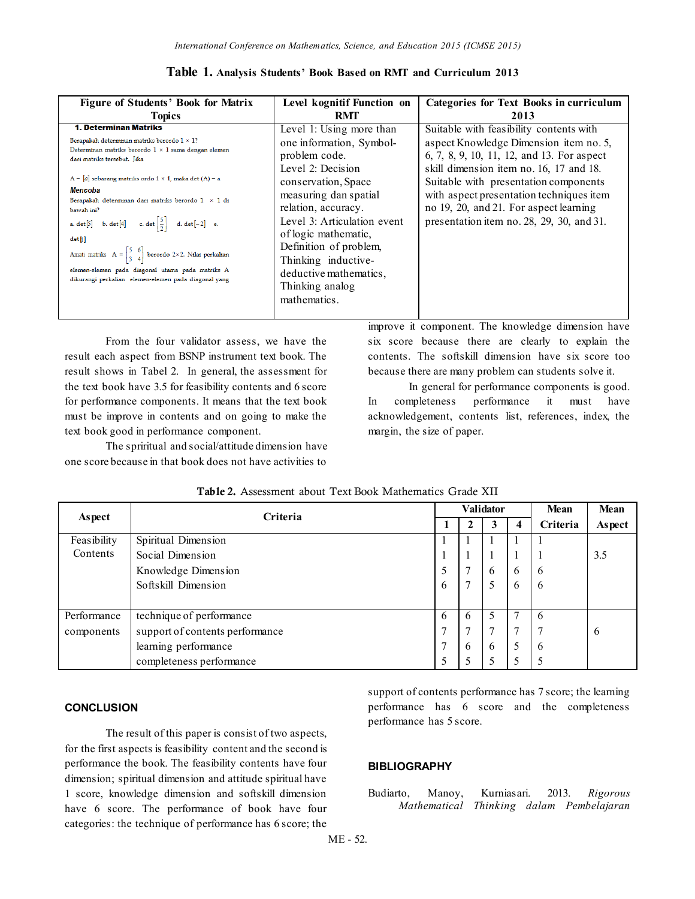**Table 1.** **Analysis Students' Book Based on RMT and Curriculum 2013**

| Figure of Students' Book for Matrix Topics | Level kognitif Function on RMT | Categories for Text Books in curriculum 2013 |
|---|---|---|
| **1. Determinan Matriks** Berapakah determinan matriks berordo $1 \times 1$? Determinan matriks berordo $1 \times 1$ sama dengan elemen dari matriks tersebut. Jika $A = [a]$ sebarang matriks ordo $1 \times 1$, maka det (A) = a ***Mencoba*** Berapakah determinan dari matriks berordo $1 \times 1$ di bawah ini? a. det[5] b. det[4] c. det$\left[\frac{5}{2}\right]$ d. det[−2] e. det[t] Amati matriks $A = \begin{bmatrix} 5 & 6 \\ 3 & 4 \end{bmatrix}$ berordo $2 \times 2$. Nilai perkalian elemen-elemen pada diagonal utama pada matriks A dikurangi perkalian elemen-elemen pada diagonal yang | Level 1: Using more than one information, Symbol-problem code. Level 2: Decision conservation, Space measuring dan spatial relation, accuracy. Level 3: Articulation event of logic mathematic, Definition of problem, Thinking inductive-deductive mathematics, Thinking analog mathematics. | Suitable with feasibility contents with aspect Knowledge Dimension item no. 5, 6, 7, 8, 9, 10, 11, 12, and 13. For aspect skill dimension item no. 16, 17 and 18. Suitable with presentation components with aspect presentation techniques item no 19, 20, and 21. For aspect learning presentation item no. 28, 29, 30, and 31. |

From the four validator assess, we have the result each aspect from BSNP instrument text book. The result shows in Tabel 2. In general, the assessment for the text book have 3.5 for feasibility contents and 6 score for performance components. It means that the text book must be improve in contents and on going to make the text book good in performance component.

The spriritual and social/attitude dimension have one score because in that book does not have activities to improve it component. The knowledge dimension have six score because there are clearly to explain the contents. The softskill dimension have six score too because there are many problem can students solve it.

In general for performance components is good. In completeness performance it must have acknowledgement, contents list, references, index, the margin, the size of paper.

**Table 2.** Assessment about Text Book Mathematics Grade XII

| Aspect | Criteria | Validator | | | | Mean Criteria | Mean Aspect |
|---|---|---|---|---|---|---|---|
| | | 1 | 2 | 3 | 4 | | |
| Feasibility Contents | Spiritual Dimension | 1 | 1 | 1 | 1 | 1 | |
| | Social Dimension | 1 | 1 | 1 | 1 | 1 | 3.5 |
| | Knowledge Dimension | 5 | 7 | 6 | 6 | 6 | |
| | Softskill Dimension | 6 | 7 | 5 | 6 | 6 | |
| Performance components | technique of performance | 6 | 6 | 5 | 7 | 6 | |
| | support of contents performance | 7 | 7 | 7 | 7 | 7 | 6 |
| | learning performance | 7 | 6 | 6 | 5 | 6 | |
| | completeness performance | 5 | 5 | 5 | 5 | 5 | |

## CONCLUSION

The result of this paper is consist of two aspects, for the first aspects is feasibility content and the second is performance the book. The feasibility contents have four dimension; spiritual dimension and attitude spiritual have 1 score, knowledge dimension and softskill dimension have 6 score. The performance of book have four categories: the technique of performance has 6 score; the support of contents performance has 7 score; the learning performance has 6 score and the completeness performance has 5 score.

## BIBLIOGRAPHY

Budiarto, Manoy, Kurniasari. 2013. *Rigorous Mathematical Thinking dalam Pembelajaran*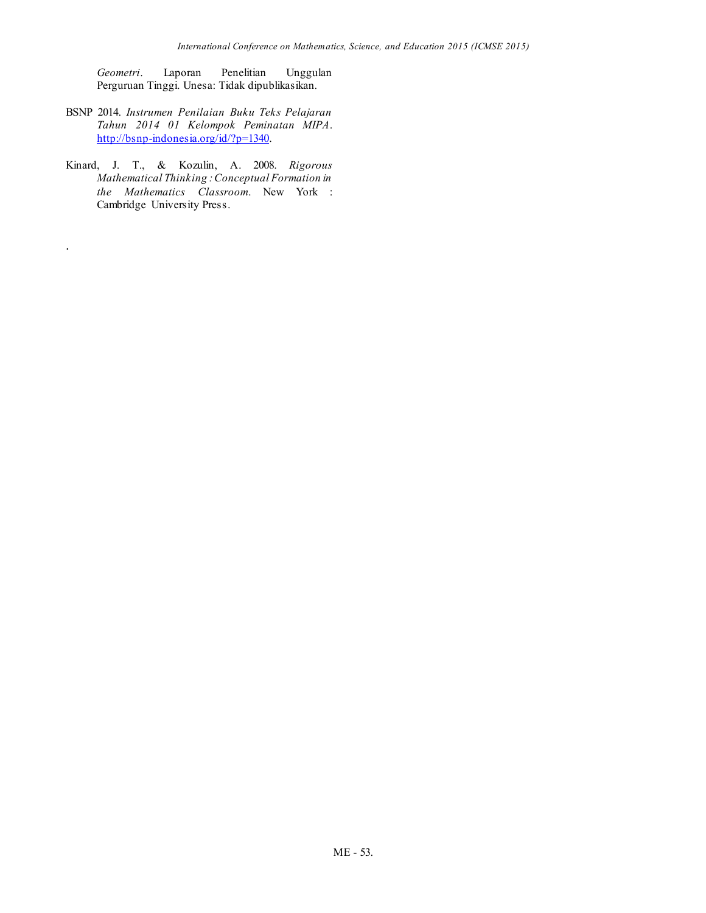*Geometri*. Laporan Penelitian Unggulan Perguruan Tinggi. Unesa: Tidak dipublikasikan.

BSNP 2014. *Instrumen Penilaian Buku Teks Pelajaran Tahun 2014 01 Kelompok Peminatan MIPA*. http://bsnp-indonesia.org/id/?p=1340.

Kinard, J. T., & Kozulin, A. 2008. *Rigorous Mathematical Thinking : Conceptual Formation in the Mathematics Classroom*. New York : Cambridge University Press.

.